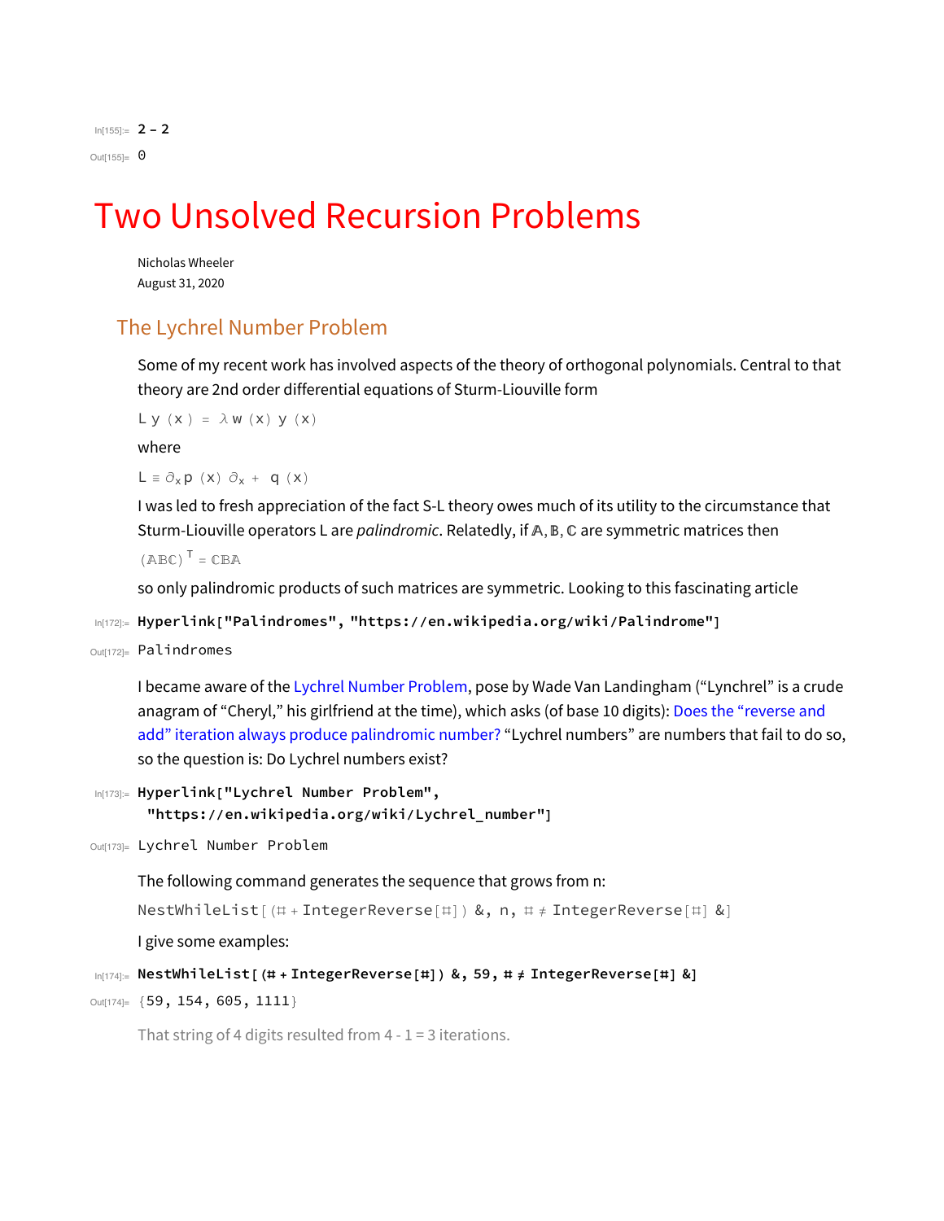In[155]:= 2 - 2

Out[155]= 0

# Two Unsolved Recursion Problems

Nicholas Wheeler
August 31, 2020

## The Lychrel Number Problem

Some of my recent work has involved aspects of the theory of orthogonal polynomials. Central to that theory are 2nd order differential equations of Sturm-Liouville form

$$L\, y(x) = \lambda\, w(x)\, y(x)$$

where

$$L \equiv \partial_x\, p(x)\, \partial_x + q(x)$$

I was led to fresh appreciation of the fact S-L theory owes much of its utility to the circumstance that Sturm-Liouville operators L are *palindromic*. Relatedly, if $\mathbb{A}, \mathbb{B}, \mathbb{C}$ are symmetric matrices then

$$(\mathbb{A}\mathbb{B}\mathbb{C})^T = \mathbb{C}\mathbb{B}\mathbb{A}$$

so only palindromic products of such matrices are symmetric. Looking to this fascinating article

```
In[172]:= Hyperlink["Palindromes", "https://en.wikipedia.org/wiki/Palindrome"]
```

Out[172]= Palindromes

I became aware of the Lychrel Number Problem, pose by Wade Van Landingham ("Lynchrel" is a crude anagram of "Cheryl," his girlfriend at the time), which asks (of base 10 digits): Does the "reverse and add" iteration always produce palindromic number? "Lychrel numbers" are numbers that fail to do so, so the question is: Do Lychrel numbers exist?

```
In[173]:= Hyperlink["Lychrel Number Problem",
  "https://en.wikipedia.org/wiki/Lychrel_number"]
```

Out[173]= Lychrel Number Problem

The following command generates the sequence that grows from n:

```
NestWhileList[(# + IntegerReverse[#]) &, n, # ≠ IntegerReverse[#] &]
```

I give some examples:

```
In[174]:= NestWhileList[(# + IntegerReverse[#]) &, 59, # ≠ IntegerReverse[#] &]
```

Out[174]= {59, 154, 605, 1111}

That string of 4 digits resulted from 4 - 1 = 3 iterations.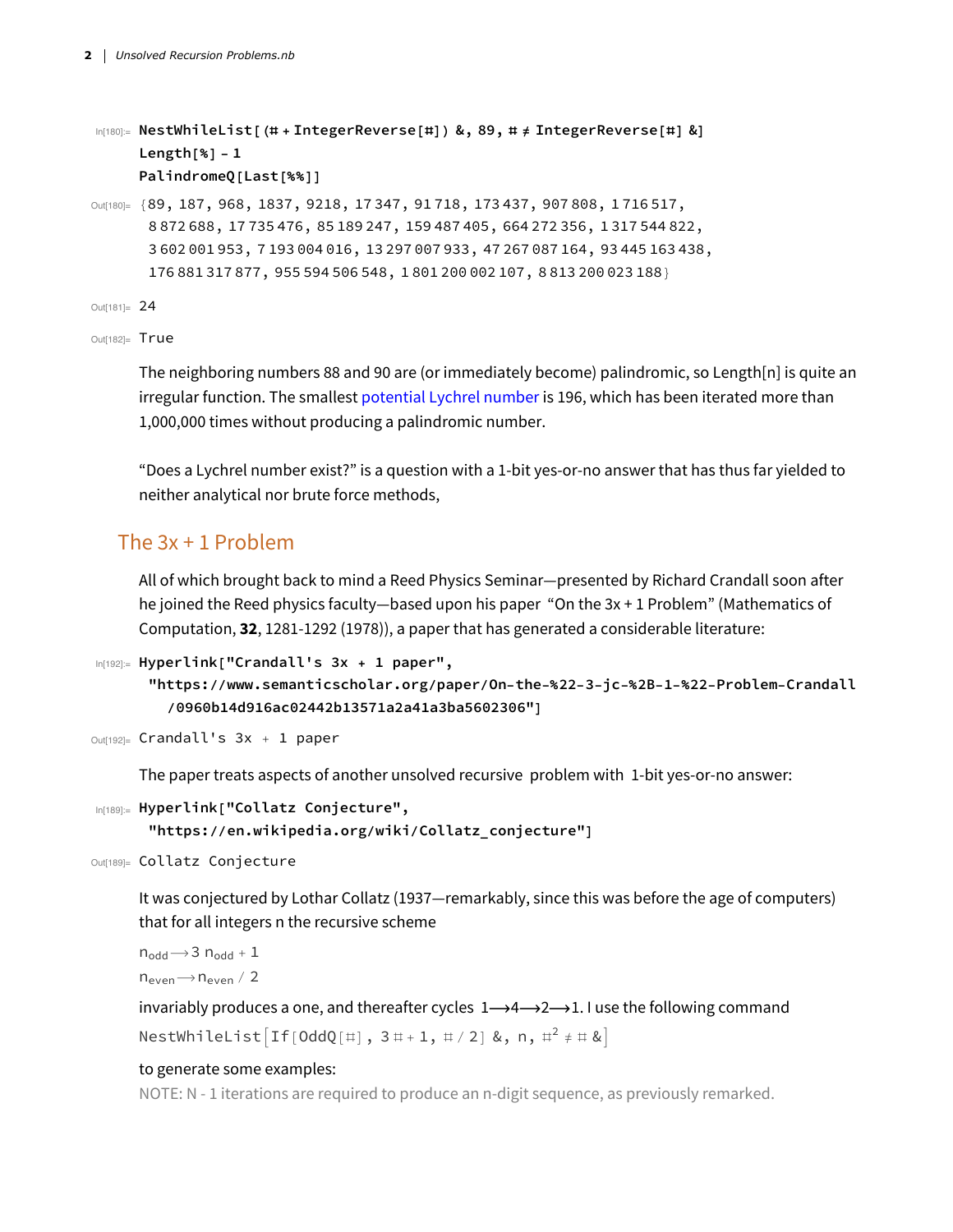```
In[180]:= NestWhileList[(# + IntegerReverse[#]) &, 89, # ≠ IntegerReverse[#] &]
          Length[%] - 1
          PalindromeQ[Last[%%]]

Out[180]= {89, 187, 968, 1837, 9218, 17 347, 91 718, 173 437, 907 808, 1 716 517,
           8 872 688, 17 735 476, 85 189 247, 159 487 405, 664 272 356, 1 317 544 822,
           3 602 001 953, 7 193 004 016, 13 297 007 933, 47 267 087 164, 93 445 163 438,
           176 881 317 877, 955 594 506 548, 1 801 200 002 107, 8 813 200 023 188}

Out[181]= 24

Out[182]= True
```

The neighboring numbers 88 and 90 are (or immediately become) palindromic, so Length[n] is quite an irregular function. The smallest potential Lychrel number is 196, which has been iterated more than 1,000,000 times without producing a palindromic number.

“Does a Lychrel number exist?” is a question with a 1-bit yes-or-no answer that has thus far yielded to neither analytical nor brute force methods,

## The 3x + 1 Problem

All of which brought back to mind a Reed Physics Seminar—presented by Richard Crandall soon after he joined the Reed physics faculty—based upon his paper “On the 3x + 1 Problem” (Mathematics of Computation, **32**, 1281-1292 (1978)), a paper that has generated a considerable literature:

```
In[192]:= Hyperlink["Crandall's 3x + 1 paper",
           "https://www.semanticscholar.org/paper/On-the-%22-3-jc-%2B-1-%22-Problem-Crandall
             /0960b14d916ac02442b13571a2a41a3ba5602306"]

Out[192]= Crandall's 3x + 1 paper
```

The paper treats aspects of another unsolved recursive problem with 1-bit yes-or-no answer:

```
In[189]:= Hyperlink["Collatz Conjecture",
           "https://en.wikipedia.org/wiki/Collatz_conjecture"]

Out[189]= Collatz Conjecture
```

It was conjectured by Lothar Collatz (1937—remarkably, since this was before the age of computers) that for all integers n the recursive scheme

$$n_{odd} \longrightarrow 3\, n_{odd} + 1$$

$$n_{even} \longrightarrow n_{even} / 2$$

invariably produces a one, and thereafter cycles $1 \longrightarrow 4 \longrightarrow 2 \longrightarrow 1$. I use the following command

```
NestWhileList[If[OddQ[#], 3 # + 1, # / 2] &, n, #^2 ≠ # &]
```

to generate some examples:

NOTE: N - 1 iterations are required to produce an n-digit sequence, as previously remarked.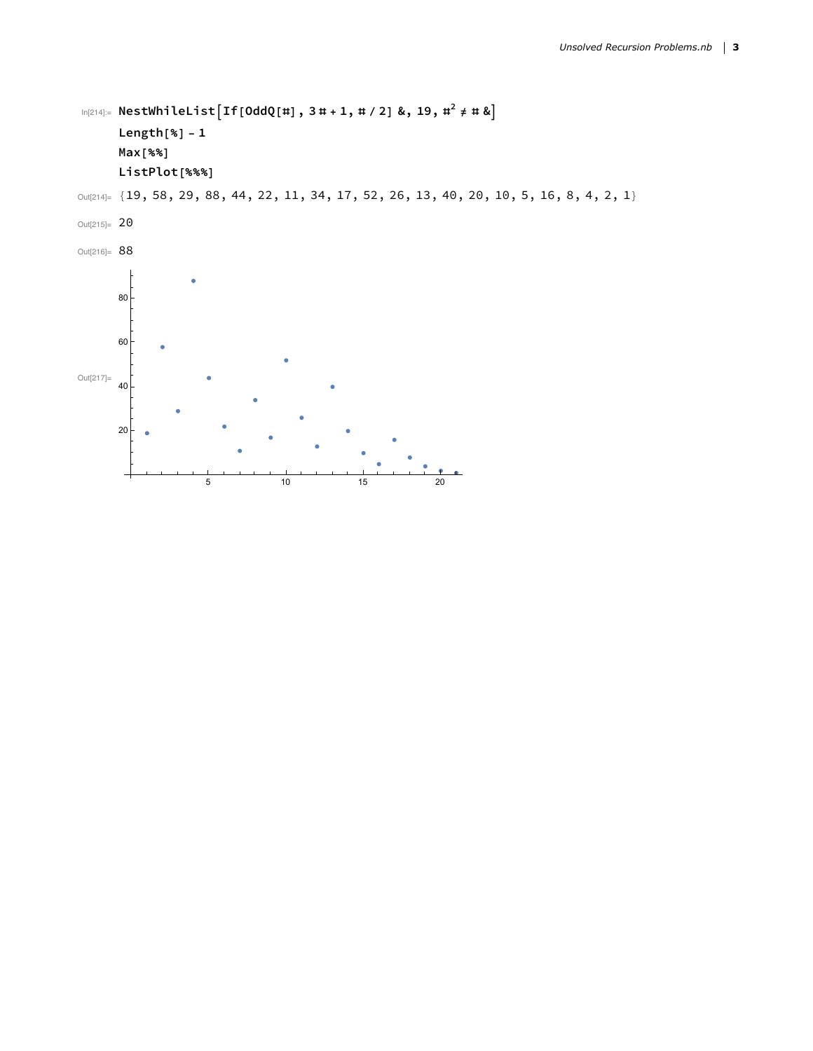In[214]:=
```
NestWhileList[If[OddQ[#], 3 # + 1, # / 2] &, 19, #^2 ≠ # &]
Length[%] - 1
Max[%%]
ListPlot[%%%]
```

Out[214]= {19, 58, 29, 88, 44, 22, 11, 34, 17, 52, 26, 13, 40, 20, 10, 5, 16, 8, 4, 2, 1}

Out[215]= 20

Out[216]= 88

Out[217]=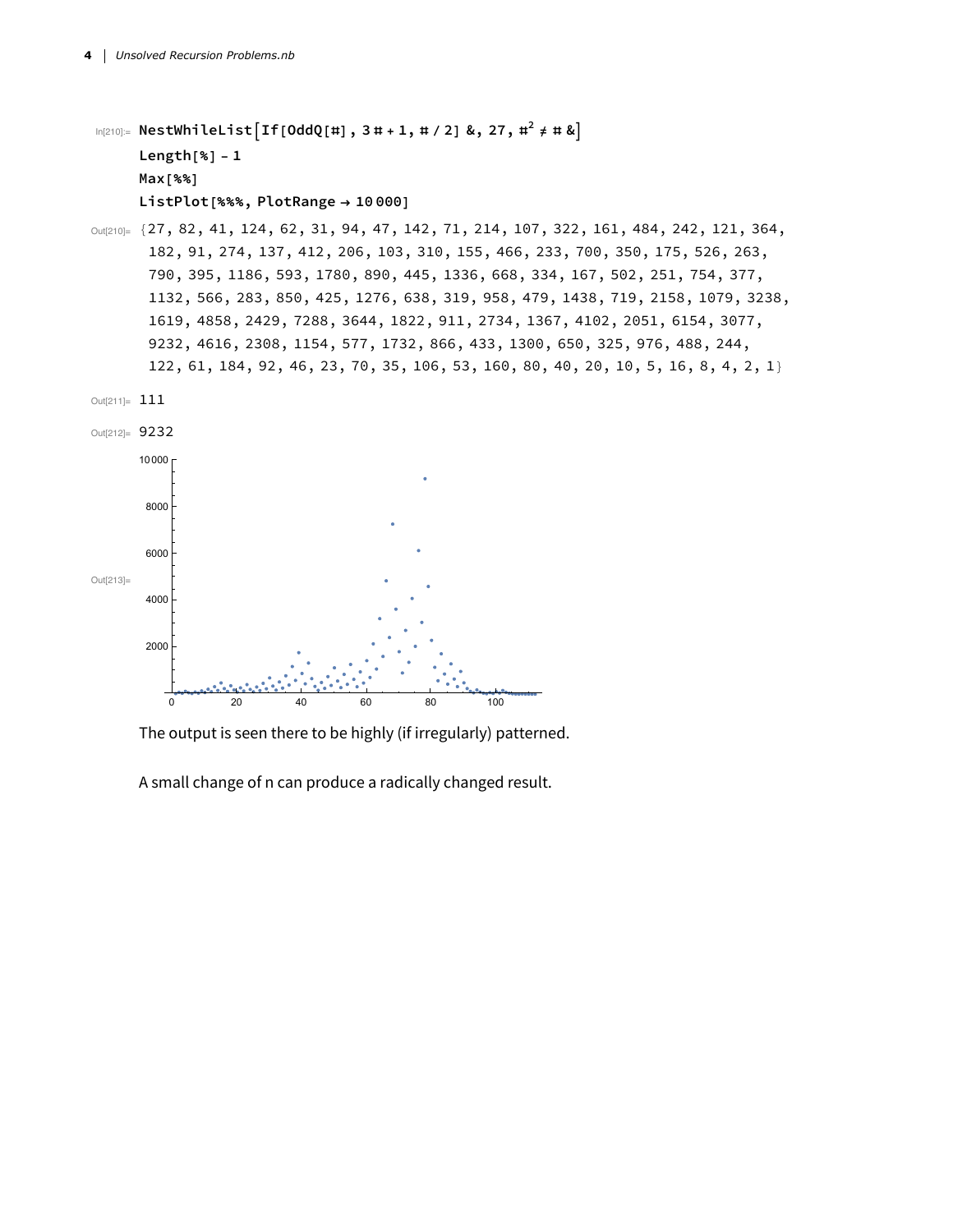```
In[210]:= NestWhileList[If[OddQ[#], 3 # + 1, # / 2] &, 27, #^2 ≠ # &]
Length[%] - 1
Max[%%]
ListPlot[%%%, PlotRange → 10 000]

Out[210]= {27, 82, 41, 124, 62, 31, 94, 47, 142, 71, 214, 107, 322, 161, 484, 242, 121, 364,
 182, 91, 274, 137, 412, 206, 103, 310, 155, 466, 233, 700, 350, 175, 526, 263,
 790, 395, 1186, 593, 1780, 890, 445, 1336, 668, 334, 167, 502, 251, 754, 377,
 1132, 566, 283, 850, 425, 1276, 638, 319, 958, 479, 1438, 719, 2158, 1079, 3238,
 1619, 4858, 2429, 7288, 3644, 1822, 911, 2734, 1367, 4102, 2051, 6154, 3077,
 9232, 4616, 2308, 1154, 577, 1732, 866, 433, 1300, 650, 325, 976, 488, 244,
 122, 61, 184, 92, 46, 23, 70, 35, 106, 53, 160, 80, 40, 20, 10, 5, 16, 8, 4, 2, 1}

Out[211]= 111

Out[212]= 9232

Out[213]=
```

The output is seen there to be highly (if irregularly) patterned.

A small change of n can produce a radically changed result.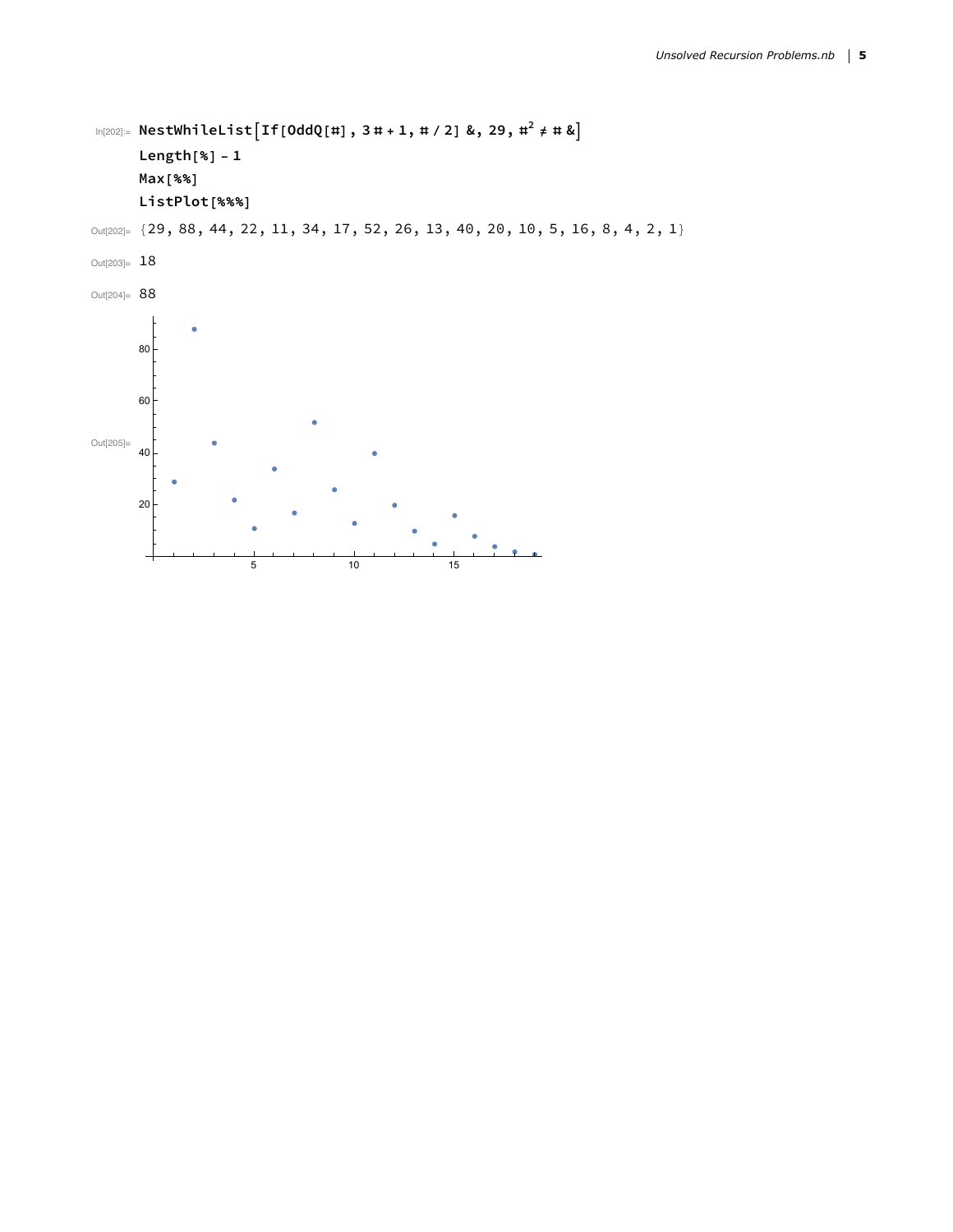```
In[202]:= NestWhileList[If[OddQ[#], 3 # + 1, # / 2] &, 29, #^2 ≠ # &]
          Length[%] - 1
          Max[%%]
          ListPlot[%%%]
```

```
Out[202]= {29, 88, 44, 22, 11, 34, 17, 52, 26, 13, 40, 20, 10, 5, 16, 8, 4, 2, 1}
```

```
Out[203]= 18
```

```
Out[204]= 88
```

Out[205]=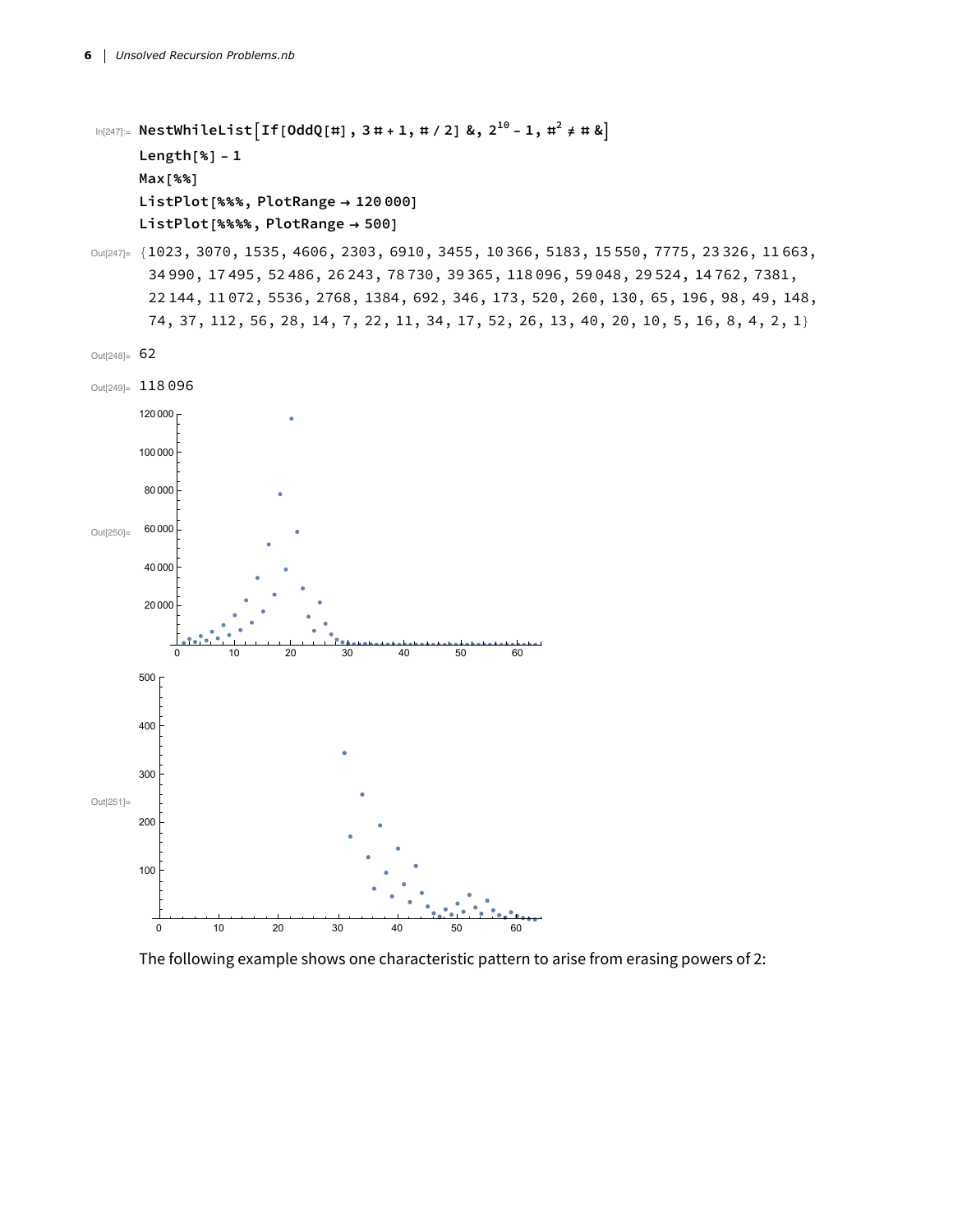```
In[247]:= NestWhileList[If[OddQ[#], 3 # + 1, # / 2] &, 2^10 - 1, #^2 ≠ # &]
          Length[%] - 1
          Max[%%]
          ListPlot[%%%, PlotRange → 120 000]
          ListPlot[%%%%, PlotRange → 500]
```

```
Out[247]= {1023, 3070, 1535, 4606, 2303, 6910, 3455, 10 366, 5183, 15 550, 7775, 23 326, 11 663,
  34 990, 17 495, 52 486, 26 243, 78 730, 39 365, 118 096, 59 048, 29 524, 14 762, 7381,
  22 144, 11 072, 5536, 2768, 1384, 692, 346, 173, 520, 260, 130, 65, 196, 98, 49, 148,
  74, 37, 112, 56, 28, 14, 7, 22, 11, 34, 17, 52, 26, 13, 40, 20, 10, 5, 16, 8, 4, 2, 1}
```

```
Out[248]= 62
```

```
Out[249]= 118 096
```

Out[250]=

Out[251]=

The following example shows one characteristic pattern to arise from erasing powers of 2: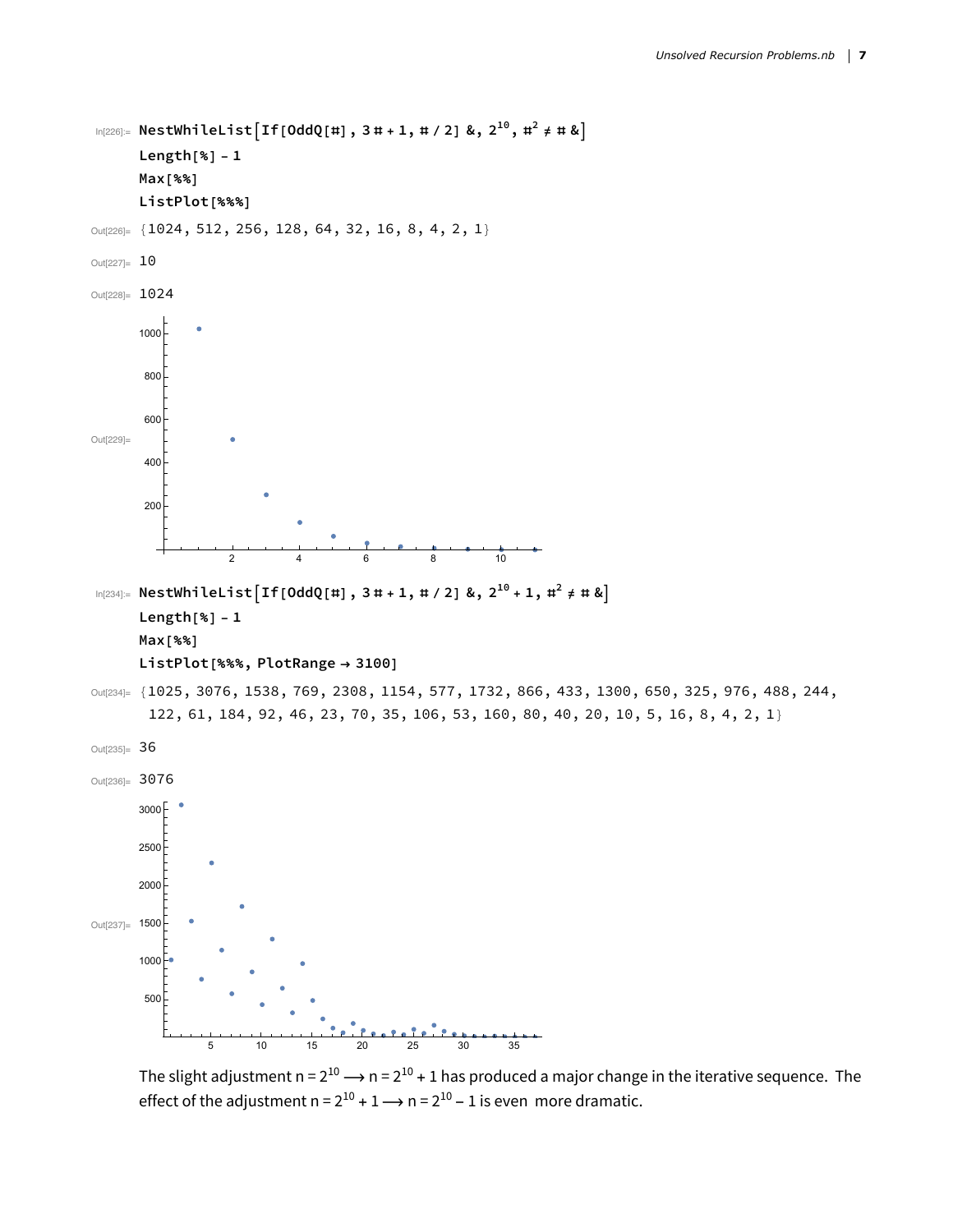```
In[226]:= NestWhileList[If[OddQ[#], 3 # + 1, # / 2] &, 2^10, #^2 ≠ # &]
          Length[%] - 1
          Max[%%]
          ListPlot[%%%]
```

Out[226]= {1024, 512, 256, 128, 64, 32, 16, 8, 4, 2, 1}

Out[227]= 10

Out[228]= 1024

Out[229]=

```
In[234]:= NestWhileList[If[OddQ[#], 3 # + 1, # / 2] &, 2^10 + 1, #^2 ≠ # &]
          Length[%] - 1
          Max[%%]
          ListPlot[%%%, PlotRange → 3100]
```

Out[234]= {1025, 3076, 1538, 769, 2308, 1154, 577, 1732, 866, 433, 1300, 650, 325, 976, 488, 244, 122, 61, 184, 92, 46, 23, 70, 35, 106, 53, 160, 80, 40, 20, 10, 5, 16, 8, 4, 2, 1}

Out[235]= 36

Out[236]= 3076

Out[237]=

The slight adjustment $n = 2^{10} \longrightarrow n = 2^{10} + 1$ has produced a major change in the iterative sequence. The effect of the adjustment $n = 2^{10} + 1 \longrightarrow n = 2^{10} - 1$ is even more dramatic.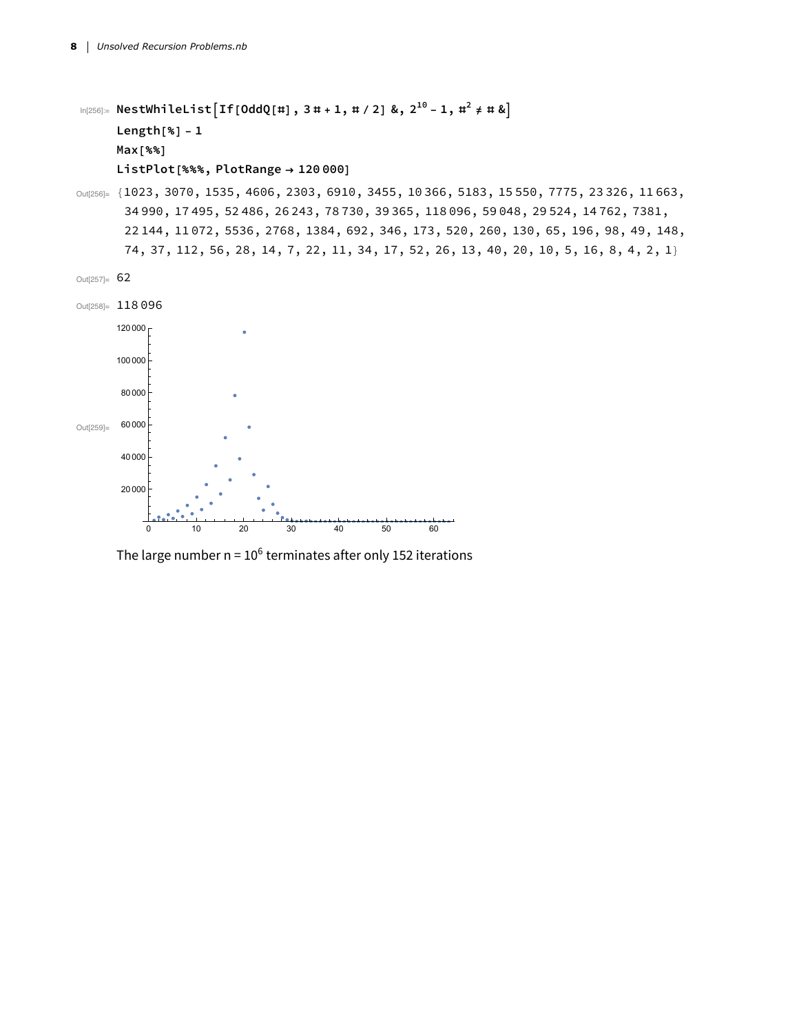```
In[256]:= NestWhileList[If[OddQ[#], 3 # + 1, # / 2] &, 2^10 - 1, #^2 ≠ # &]
Length[%] - 1
Max[%%]
ListPlot[%%%, PlotRange → 120 000]
```

```
Out[256]= {1023, 3070, 1535, 4606, 2303, 6910, 3455, 10 366, 5183, 15 550, 7775, 23 326, 11 663,
 34 990, 17 495, 52 486, 26 243, 78 730, 39 365, 118 096, 59 048, 29 524, 14 762, 7381,
 22 144, 11 072, 5536, 2768, 1384, 692, 346, 173, 520, 260, 130, 65, 196, 98, 49, 148,
 74, 37, 112, 56, 28, 14, 7, 22, 11, 34, 17, 52, 26, 13, 40, 20, 10, 5, 16, 8, 4, 2, 1}
```

```
Out[257]= 62
```

```
Out[258]= 118 096
```

Out[259]=

The large number $n = 10^6$ terminates after only 152 iterations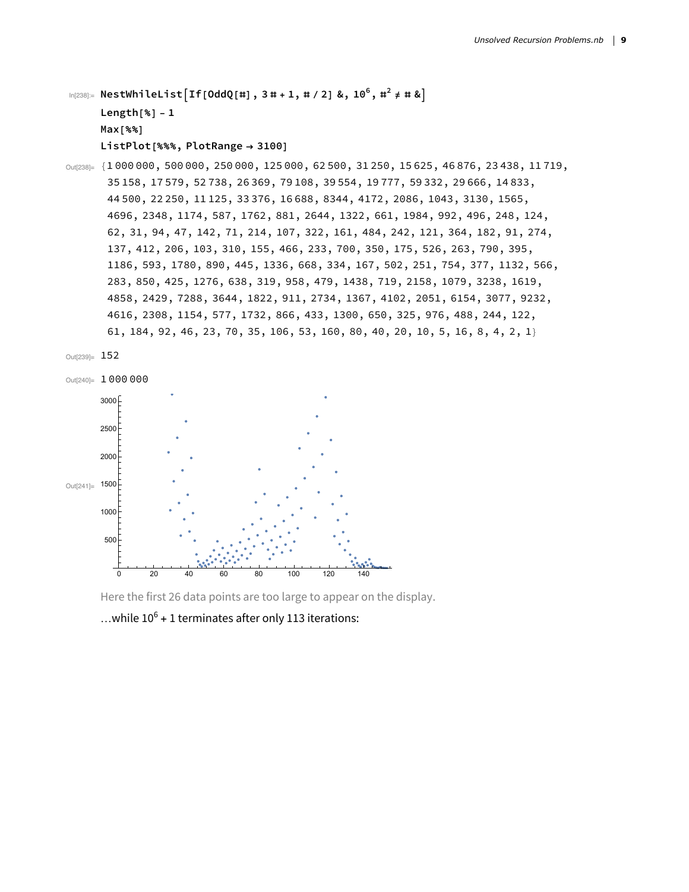```
In[238]:= NestWhileList[If[OddQ[#], 3 # + 1, # / 2] &, 10^6, #^2 ≠ # &]
          Length[%] - 1
          Max[%%]
          ListPlot[%%%, PlotRange → 3100]
```

```
Out[238]= {1 000 000, 500 000, 250 000, 125 000, 62 500, 31 250, 15 625, 46 876, 23 438, 11 719,
  35 158, 17 579, 52 738, 26 369, 79 108, 39 554, 19 777, 59 332, 29 666, 14 833,
  44 500, 22 250, 11 125, 33 376, 16 688, 8344, 4172, 2086, 1043, 3130, 1565,
  4696, 2348, 1174, 587, 1762, 881, 2644, 1322, 661, 1984, 992, 496, 248, 124,
  62, 31, 94, 47, 142, 71, 214, 107, 322, 161, 484, 242, 121, 364, 182, 91, 274,
  137, 412, 206, 103, 310, 155, 466, 233, 700, 350, 175, 526, 263, 790, 395,
  1186, 593, 1780, 890, 445, 1336, 668, 334, 167, 502, 251, 754, 377, 1132, 566,
  283, 850, 425, 1276, 638, 319, 958, 479, 1438, 719, 2158, 1079, 3238, 1619,
  4858, 2429, 7288, 3644, 1822, 911, 2734, 1367, 4102, 2051, 6154, 3077, 9232,
  4616, 2308, 1154, 577, 1732, 866, 433, 1300, 650, 325, 976, 488, 244, 122,
  61, 184, 92, 46, 23, 70, 35, 106, 53, 160, 80, 40, 20, 10, 5, 16, 8, 4, 2, 1}
```

```
Out[239]= 152
```

```
Out[240]= 1 000 000
```

Out[241]=

Here the first 26 data points are too large to appear on the display.

…while $10^6 + 1$ terminates after only 113 iterations: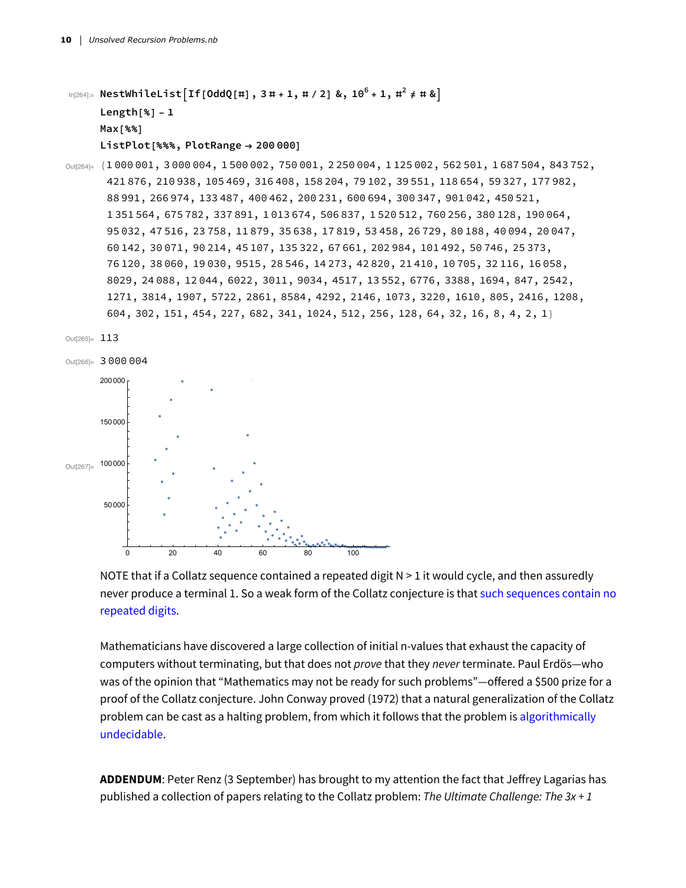```
In[264]:= NestWhileList[If[OddQ[#], 3 # + 1, # / 2] &, 10^6 + 1, #^2 ≠ # &]
          Length[%] - 1
          Max[%%]
          ListPlot[%%%, PlotRange → 200 000]
```

```
Out[264]= {1 000 001, 3 000 004, 1 500 002, 750 001, 2 250 004, 1 125 002, 562 501, 1 687 504, 843 752,
  421 876, 210 938, 105 469, 316 408, 158 204, 79 102, 39 551, 118 654, 59 327, 177 982,
  88 991, 266 974, 133 487, 400 462, 200 231, 600 694, 300 347, 901 042, 450 521,
  1 351 564, 675 782, 337 891, 1 013 674, 506 837, 1 520 512, 760 256, 380 128, 190 064,
  95 032, 47 516, 23 758, 11 879, 35 638, 17 819, 53 458, 26 729, 80 188, 40 094, 20 047,
  60 142, 30 071, 90 214, 45 107, 135 322, 67 661, 202 984, 101 492, 50 746, 25 373,
  76 120, 38 060, 19 030, 9515, 28 546, 14 273, 42 820, 21 410, 10 705, 32 116, 16 058,
  8029, 24 088, 12 044, 6022, 3011, 9034, 4517, 13 552, 6776, 3388, 1694, 847, 2542,
  1271, 3814, 1907, 5722, 2861, 8584, 4292, 2146, 1073, 3220, 1610, 805, 2416, 1208,
  604, 302, 151, 454, 227, 682, 341, 1024, 512, 256, 128, 64, 32, 16, 8, 4, 2, 1}

Out[265]= 113

Out[266]= 3 000 004

Out[267]=
```

NOTE that if a Collatz sequence contained a repeated digit N > 1 it would cycle, and then assuredly never produce a terminal 1. So a weak form of the Collatz conjecture is that such sequences contain no repeated digits.

Mathematicians have discovered a large collection of initial n-values that exhaust the capacity of computers without terminating, but that does not *prove* that they *never* terminate. Paul Erdös—who was of the opinion that "Mathematics may not be ready for such problems"—offered a $500 prize for a proof of the Collatz conjecture. John Conway proved (1972) that a natural generalization of the Collatz problem can be cast as a halting problem, from which it follows that the problem is algorithmically undecidable.

**ADDENDUM**: Peter Renz (3 September) has brought to my attention the fact that Jeffrey Lagarias has published a collection of papers relating to the Collatz problem: *The Ultimate Challenge: The 3x + 1*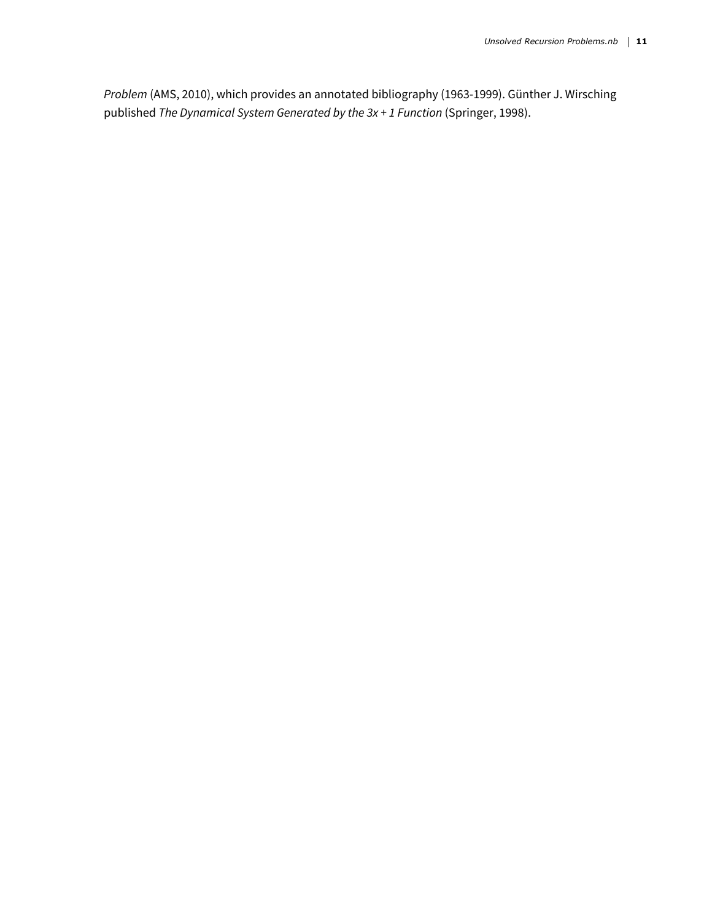*Problem* (AMS, 2010), which provides an annotated bibliography (1963-1999). Günther J. Wirsching published *The Dynamical System Generated by the 3x + 1 Function* (Springer, 1998).